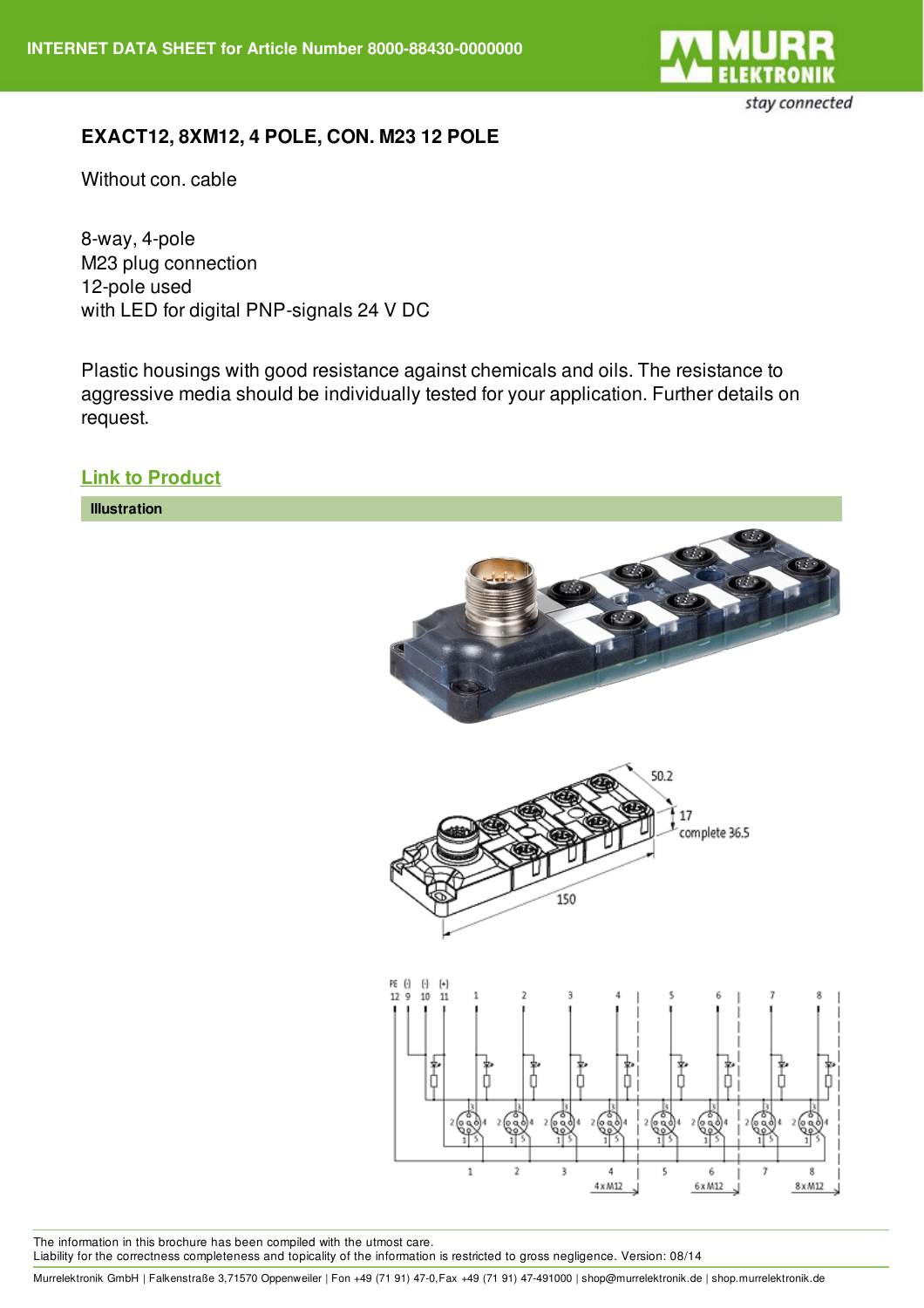INTERNET DATA SHEET for Article Number 8000-88430-0000000

# EXACT12, 8XM12, 4 POLE, CON. M23 12 POLE

Without con. cable

8-way, 4-pole
M23 plug connection
12-pole used
with LED for digital PNP-signals 24 V DC

Plastic housings with good resistance against chemicals and oils. The resistance to aggressive media should be individually tested for your application. Further details on request.

**Link to Product**

## Illustration

50.2

17

complete 36.5

150

The information in this brochure has been compiled with the utmost care.
Liability for the correctness completeness and topicality of the information is restricted to gross negligence. Version: 08/14

Murrelektronik GmbH | Falkenstraße 3,71570 Oppenweiler | Fon +49 (71 91) 47-0,Fax +49 (71 91) 47-491000 | shop@murrelektronik.de | shop.murrelektronik.de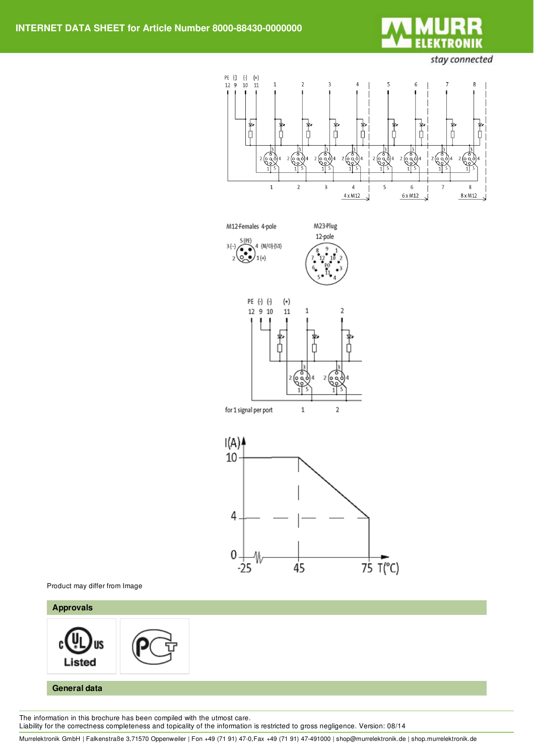Product may differ from Image

## Approvals

## General data

The information in this brochure has been compiled with the utmost care.
Liability for the correctness completeness and topicality of the information is restricted to gross negligence. Version: 08/14

Murrelektronik GmbH | Falkenstraße 3,71570 Oppenweiler | Fon +49 (71 91) 47-0,Fax +49 (71 91) 47-491000 | shop@murrelektronik.de | shop.murrelektronik.de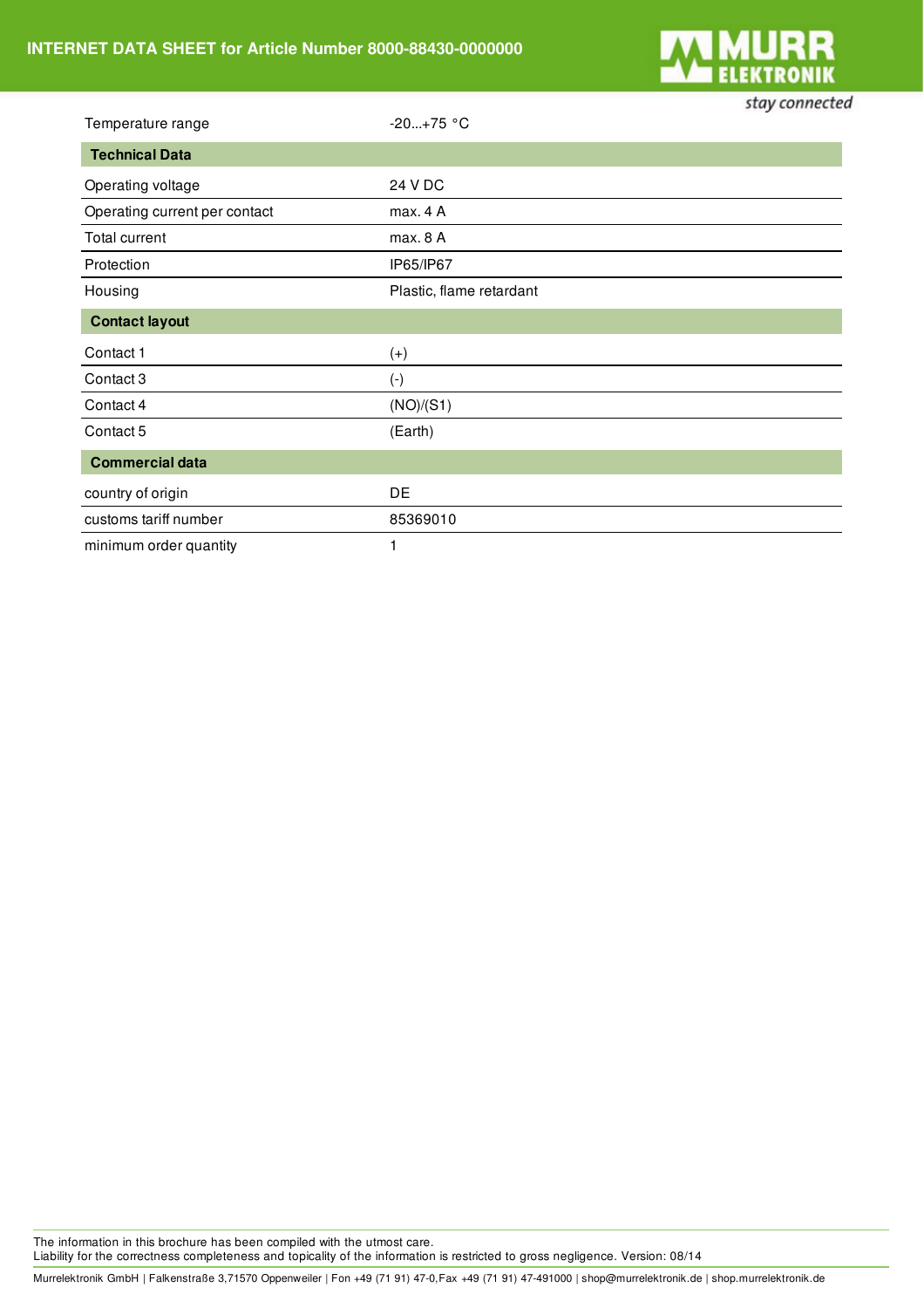| | |
|---|---|
| Temperature range | -20...+75 °C |

| **Technical Data** | |
|---|---|
| Operating voltage | 24 V DC |
| Operating current per contact | max. 4 A |
| Total current | max. 8 A |
| Protection | IP65/IP67 |
| Housing | Plastic, flame retardant |

| **Contact layout** | |
|---|---|
| Contact 1 | (+) |
| Contact 3 | (-) |
| Contact 4 | (NO)/(S1) |
| Contact 5 | (Earth) |

| **Commercial data** | |
|---|---|
| country of origin | DE |
| customs tariff number | 85369010 |
| minimum order quantity | 1 |

The information in this brochure has been compiled with the utmost care.
Liability for the correctness completeness and topicality of the information is restricted to gross negligence. Version: 08/14